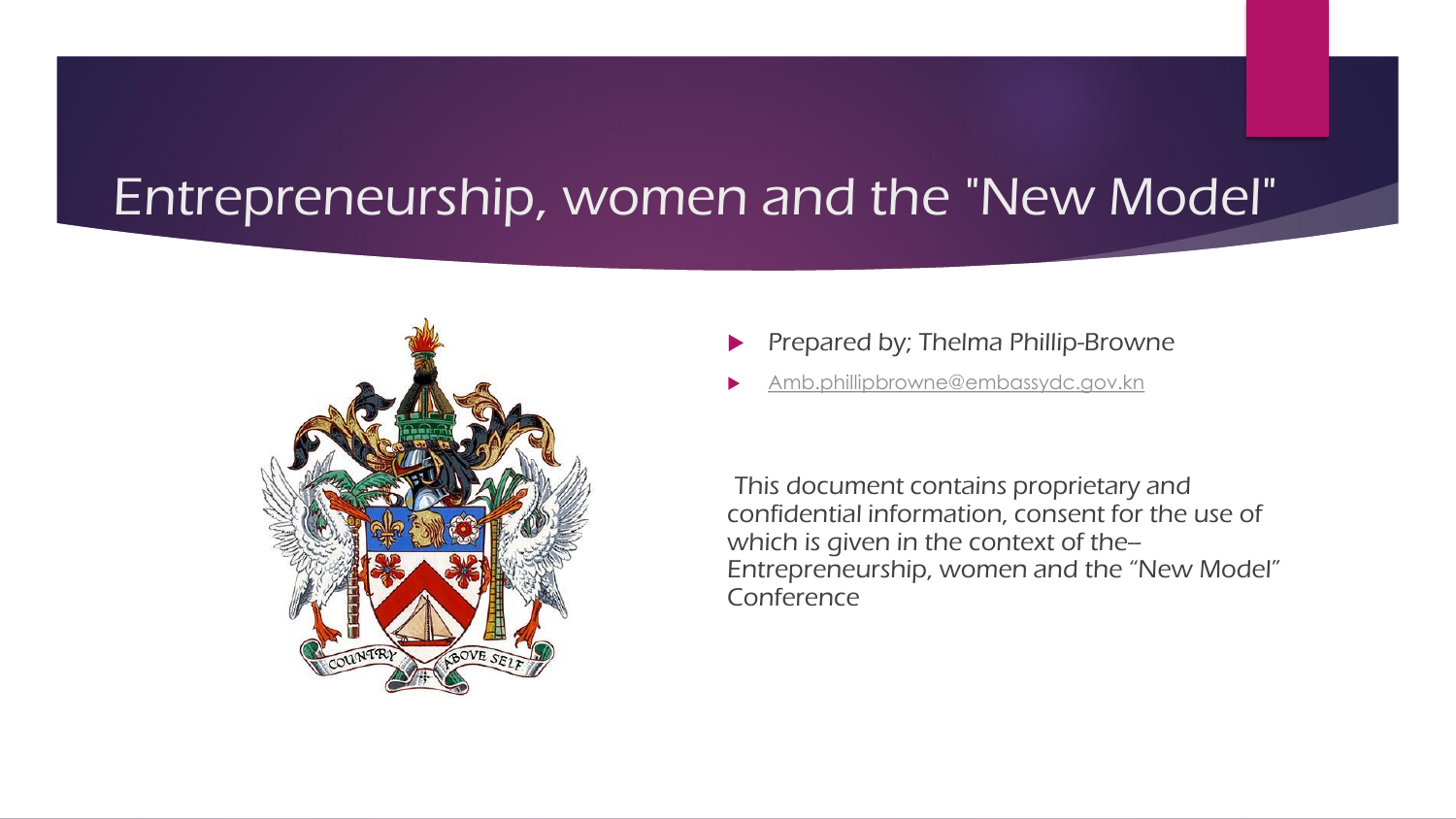# Entrepreneurship, women and the "New Model"

- Prepared by; Thelma Phillip-Browne
- Amb.phillipbrowne@embassydc.gov.kn

This document contains proprietary and confidential information, consent for the use of which is given in the context of the-- Entrepreneurship, women and the "New Model" Conference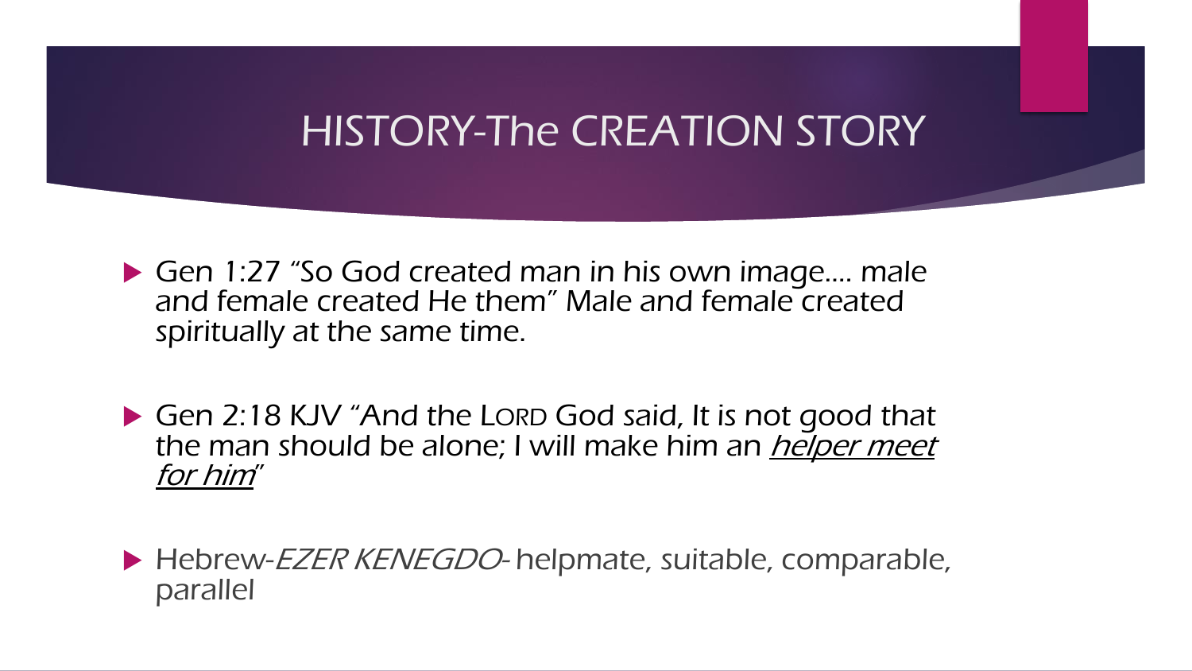# HISTORY-The CREATION STORY

- Gen 1:27 "So God created man in his own image…. male and female created He them" Male and female created spiritually at the same time.

- Gen 2:18 KJV "And the LORD God said, It is not good that the man should be alone; I will make him an *helper meet for him*"

- Hebrew-*EZER KENEGDO*- helpmate, suitable, comparable, parallel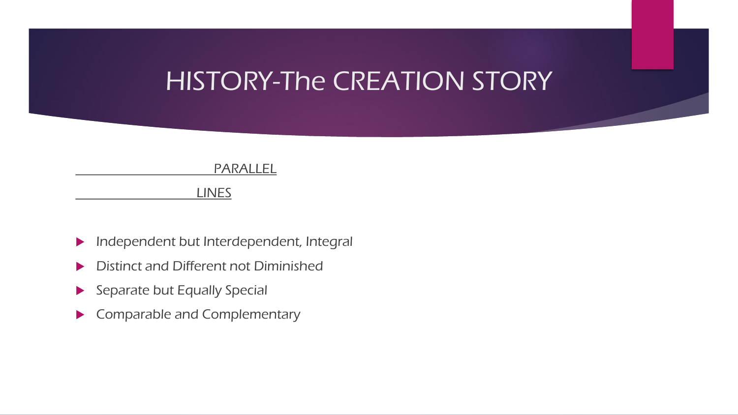# HISTORY-The CREATION STORY

PARALLEL

LINES

- *Independent but Interdependent, Integral*
- *Distinct and Different not Diminished*
- *Separate but Equally Special*
- *Comparable and Complementary*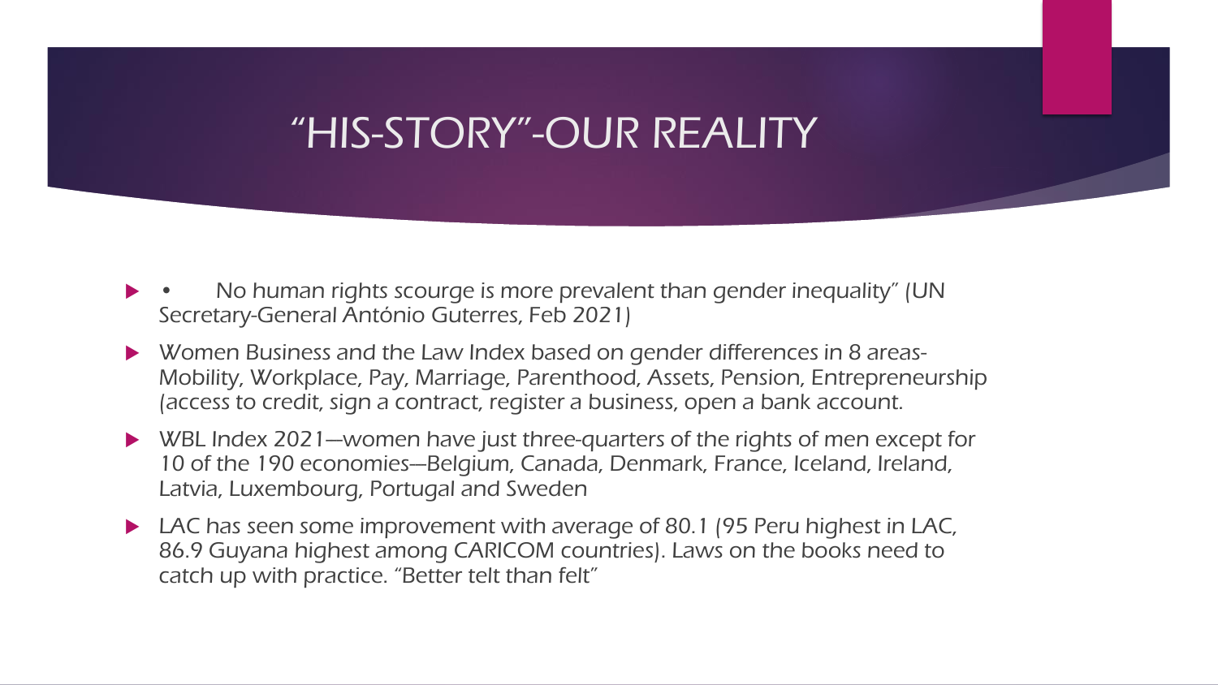# "HIS-STORY"-OUR REALITY

- • No human rights scourge is more prevalent than gender inequality" (UN Secretary-General António Guterres, Feb 2021)
- Women Business and the Law Index based on gender differences in 8 areas-Mobility, Workplace, Pay, Marriage, Parenthood, Assets, Pension, Entrepreneurship (access to credit, sign a contract, register a business, open a bank account.
- WBL Index 2021—women have just three-quarters of the rights of men except for 10 of the 190 economies—Belgium, Canada, Denmark, France, Iceland, Ireland, Latvia, Luxembourg, Portugal and Sweden
- LAC has seen some improvement with average of 80.1 (95 Peru highest in LAC, 86.9 Guyana highest among CARICOM countries). Laws on the books need to catch up with practice. "Better telt than felt"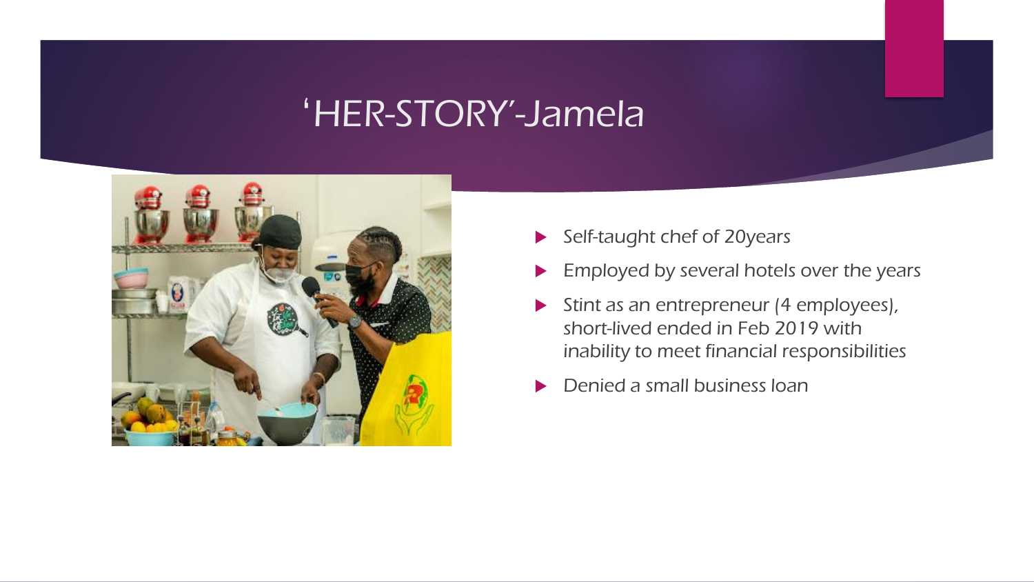# ‘HER-STORY’-Jamela

- Self-taught chef of 20years
- Employed by several hotels over the years
- Stint as an entrepreneur (4 employees), short-lived ended in Feb 2019 with inability to meet financial responsibilities
- Denied a small business loan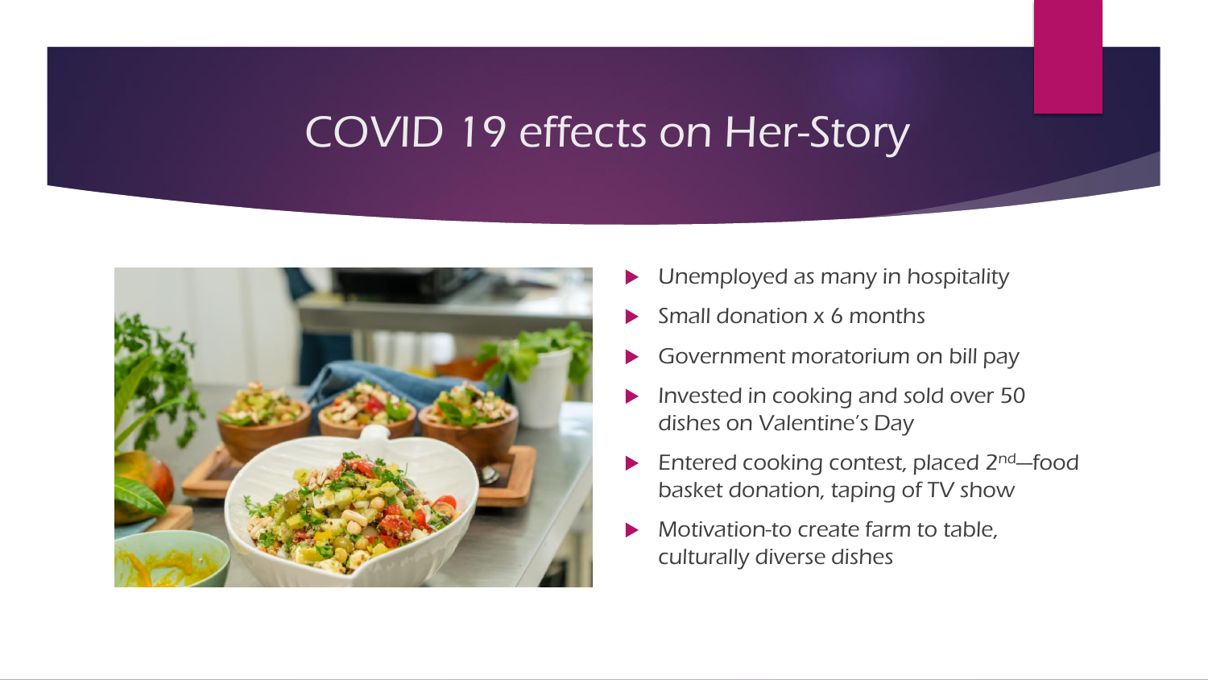# COVID 19 effects on Her-Story

- Unemployed as many in hospitality
- Small donation x 6 months
- Government moratorium on bill pay
- Invested in cooking and sold over 50 dishes on Valentine's Day
- Entered cooking contest, placed 2nd—food basket donation, taping of TV show
- Motivation-to create farm to table, culturally diverse dishes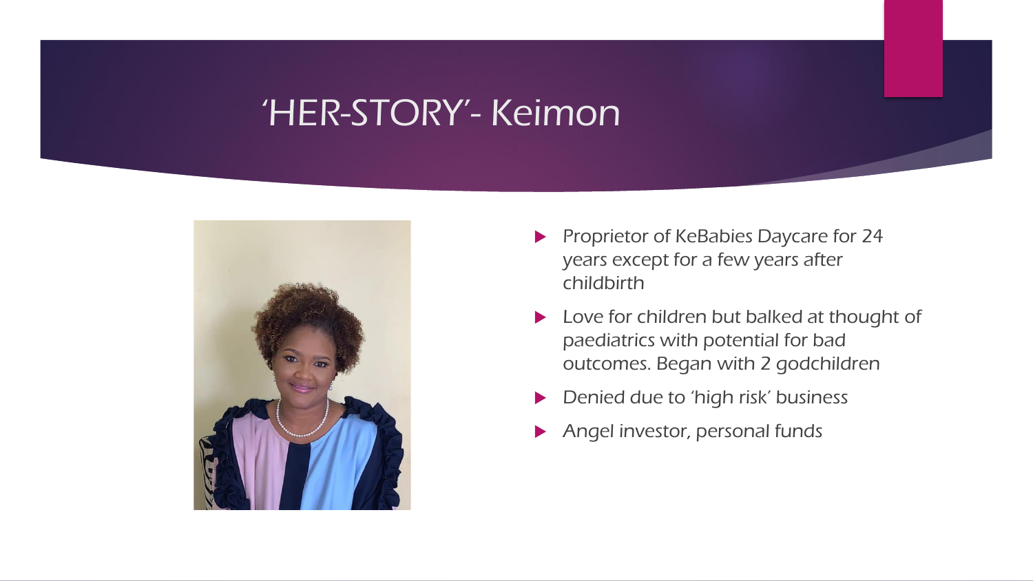# 'HER-STORY'- Keimon

- Proprietor of KeBabies Daycare for 24 years except for a few years after childbirth
- Love for children but balked at thought of paediatrics with potential for bad outcomes. Began with 2 godchildren
- Denied due to 'high risk' business
- Angel investor, personal funds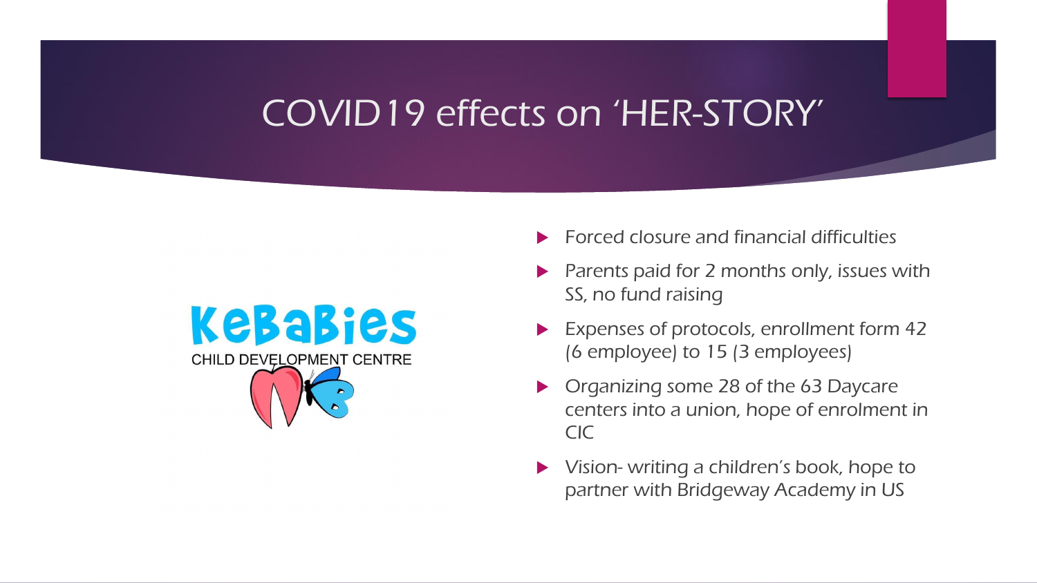# COVID19 effects on 'HER-STORY'

KeBaBies
CHILD DEVELOPMENT CENTRE

- Forced closure and financial difficulties
- Parents paid for 2 months only, issues with SS, no fund raising
- Expenses of protocols, enrollment form 42 (6 employee) to 15 (3 employees)
- Organizing some 28 of the 63 Daycare centers into a union, hope of enrolment in CIC
- Vision- writing a children's book, hope to partner with Bridgeway Academy in US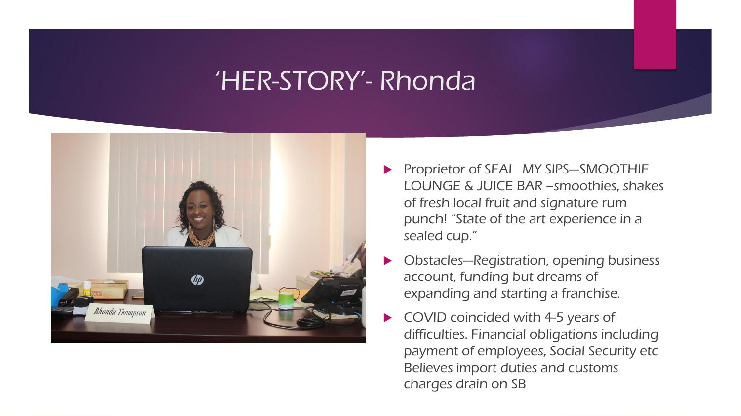# 'HER-STORY'- Rhonda

- Proprietor of SEAL  MY SIPS—SMOOTHIE LOUNGE & JUICE BAR –smoothies, shakes of fresh local fruit and signature rum punch! "State of the art experience in a sealed cup."
- Obstacles—Registration, opening business account, funding but dreams of expanding and starting a franchise.
- COVID coincided with 4-5 years of difficulties. Financial obligations including payment of employees, Social Security etc Believes import duties and customs charges drain on SB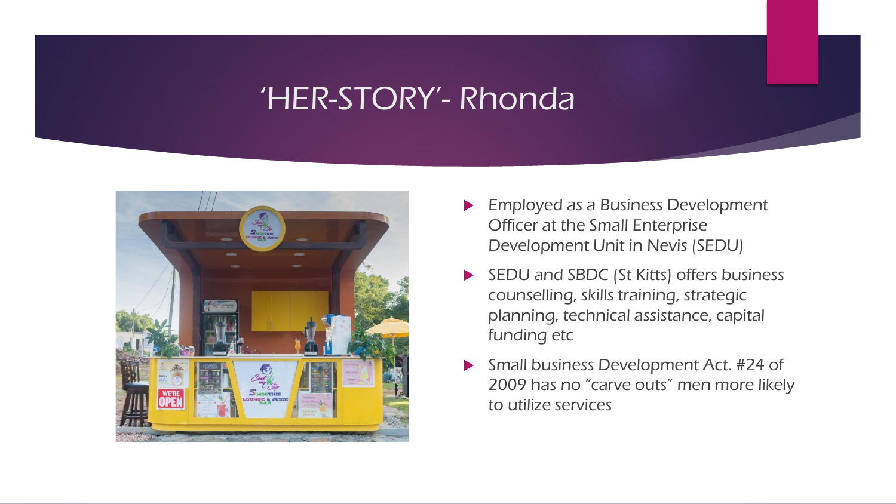# 'HER-STORY'- Rhonda

- Employed as a Business Development Officer at the Small Enterprise Development Unit in Nevis (SEDU)
- SEDU and SBDC (St Kitts) offers business counselling, skills training, strategic planning, technical assistance, capital funding etc
- Small business Development Act. #24 of 2009 has no "carve outs" men more likely to utilize services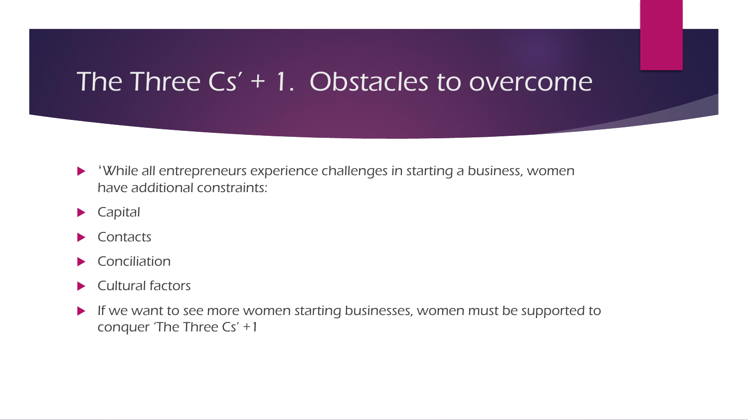# The Three Cs' + 1. Obstacles to overcome

- 'While all entrepreneurs experience challenges in starting a business, women have additional constraints:
- Capital
- Contacts
- Conciliation
- Cultural factors
- If we want to see more women starting businesses, women must be supported to conquer 'The Three Cs' +1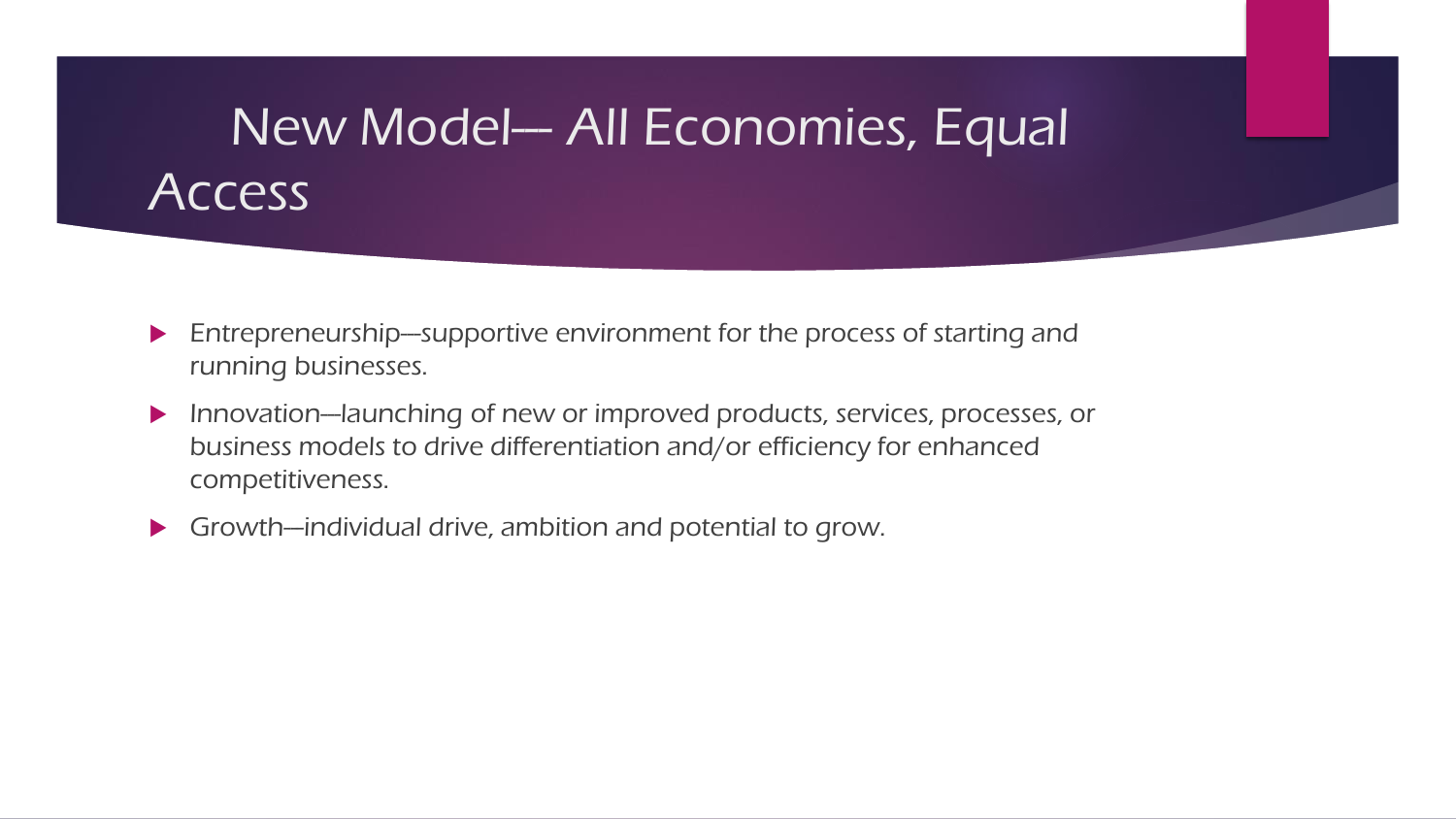# New Model— All Economies, Equal Access

- Entrepreneurship—supportive environment for the process of starting and running businesses.
- Innovation—launching of new or improved products, services, processes, or business models to drive differentiation and/or efficiency for enhanced competitiveness.
- Growth—individual drive, ambition and potential to grow.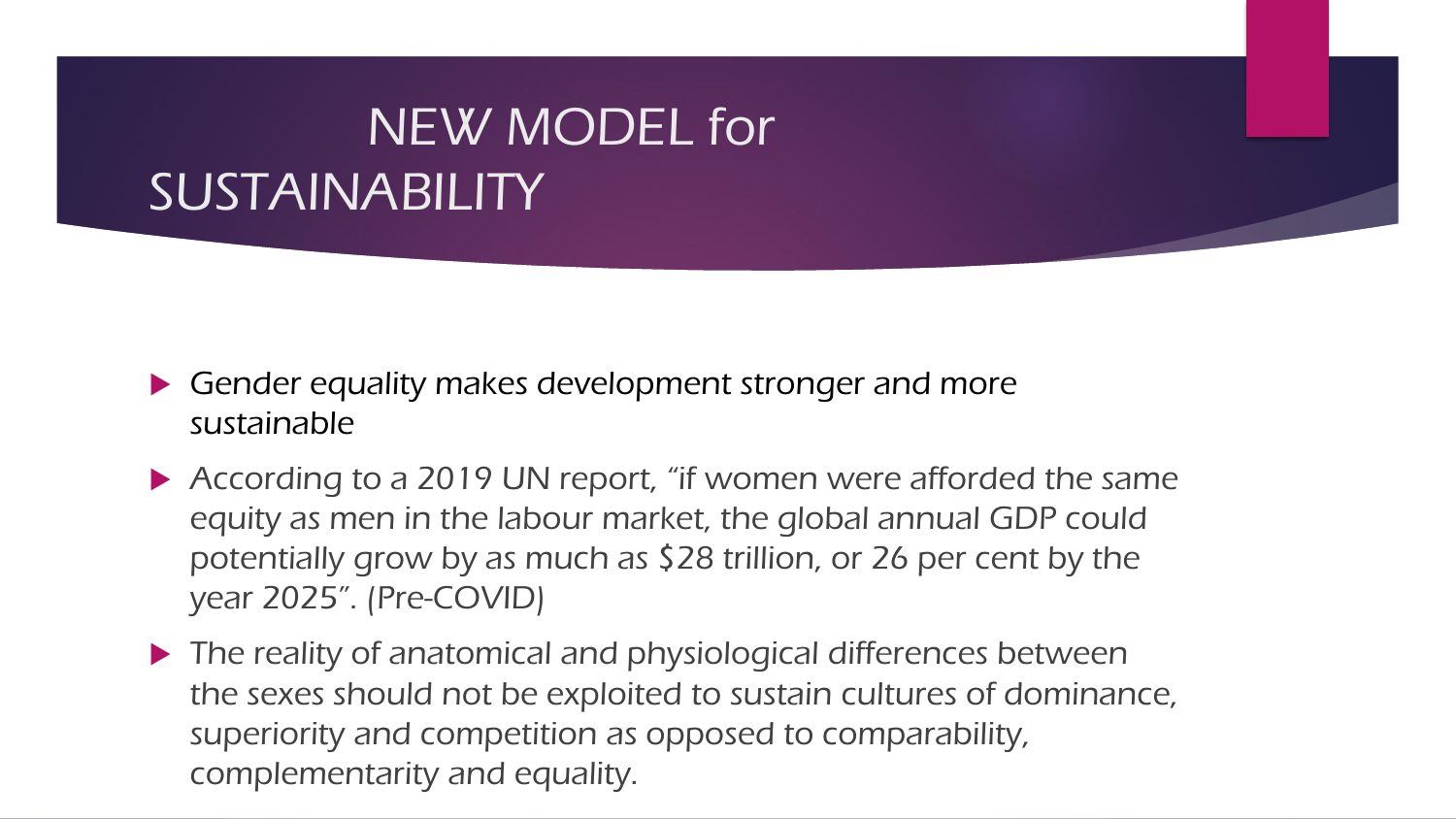# NEW MODEL for SUSTAINABILITY

- Gender equality makes development stronger and more sustainable
- According to a 2019 UN report, "if women were afforded the same equity as men in the labour market, the global annual GDP could potentially grow by as much as $28 trillion, or 26 per cent by the year 2025". (Pre-COVID)
- The reality of anatomical and physiological differences between the sexes should not be exploited to sustain cultures of dominance, superiority and competition as opposed to comparability, complementarity and equality.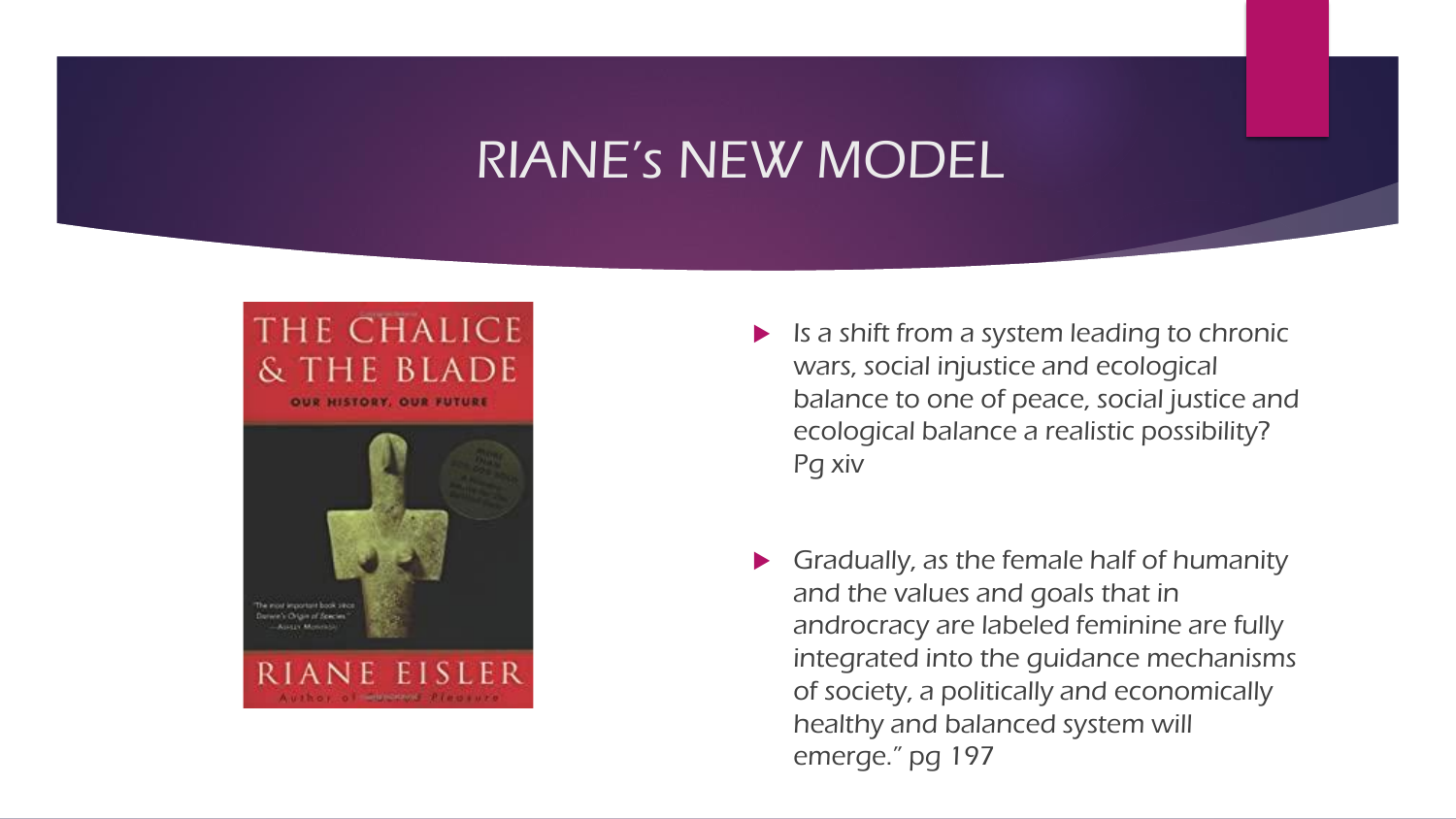# RIANE's NEW MODEL

- Is a shift from a system leading to chronic wars, social injustice and ecological balance to one of peace, social justice and ecological balance a realistic possibility? Pg xiv

- Gradually, as the female half of humanity and the values and goals that in androcracy are labeled feminine are fully integrated into the guidance mechanisms of society, a politically and economically healthy and balanced system will emerge." pg 197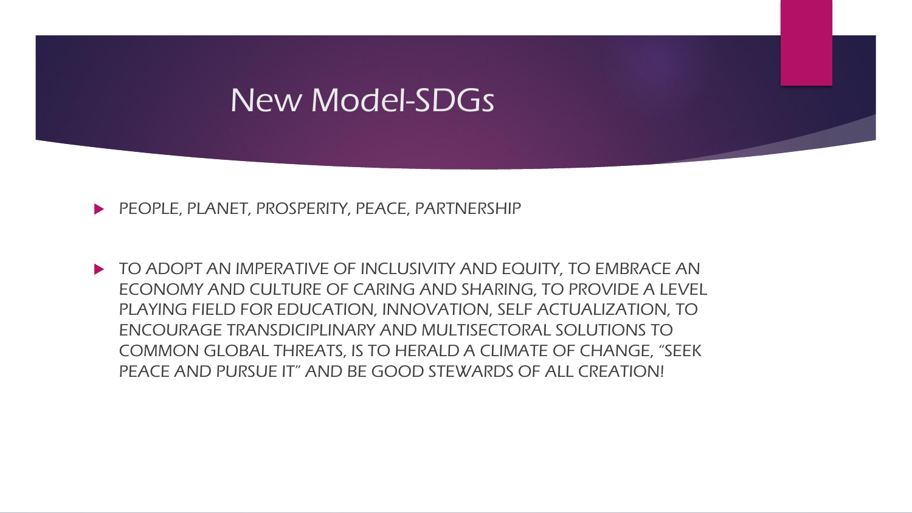# New Model-SDGs

- PEOPLE, PLANET, PROSPERITY, PEACE, PARTNERSHIP

- TO ADOPT AN IMPERATIVE OF INCLUSIVITY AND EQUITY, TO EMBRACE AN ECONOMY AND CULTURE OF CARING AND SHARING, TO PROVIDE A LEVEL PLAYING FIELD FOR EDUCATION, INNOVATION, SELF ACTUALIZATION, TO ENCOURAGE TRANSDICIPLINARY AND MULTISECTORAL SOLUTIONS TO COMMON GLOBAL THREATS, IS TO HERALD A CLIMATE OF CHANGE, "SEEK PEACE AND PURSUE IT" AND BE GOOD STEWARDS OF ALL CREATION!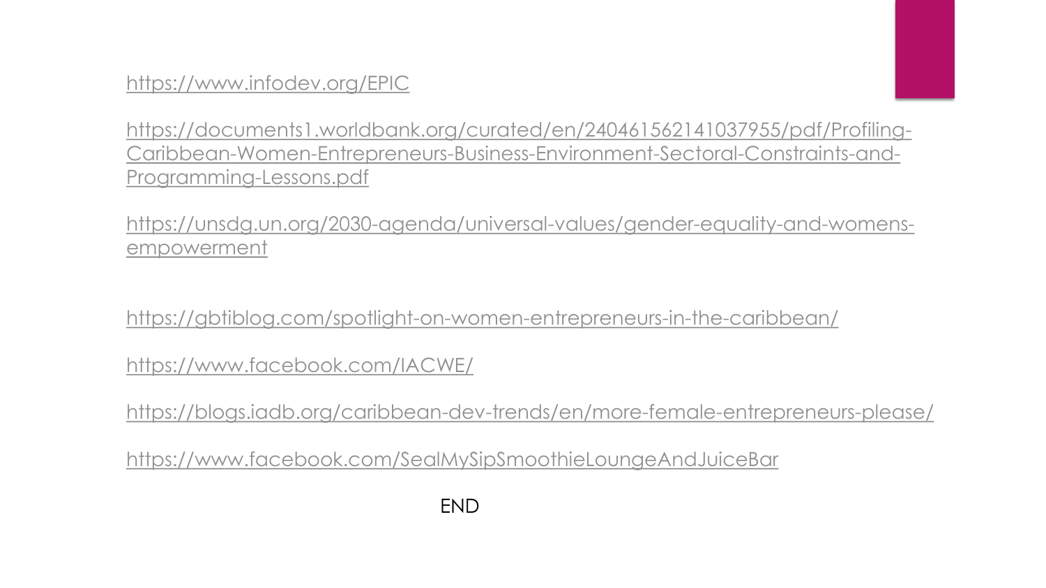https://www.infodev.org/EPIC

https://documents1.worldbank.org/curated/en/240461562141037955/pdf/Profiling-Caribbean-Women-Entrepreneurs-Business-Environment-Sectoral-Constraints-and-Programming-Lessons.pdf

https://unsdg.un.org/2030-agenda/universal-values/gender-equality-and-womens-empowerment

https://gbtiblog.com/spotlight-on-women-entrepreneurs-in-the-caribbean/

https://www.facebook.com/IACWE/

https://blogs.iadb.org/caribbean-dev-trends/en/more-female-entrepreneurs-please/

https://www.facebook.com/SealMySipSmoothieLoungeAndJuiceBar

END